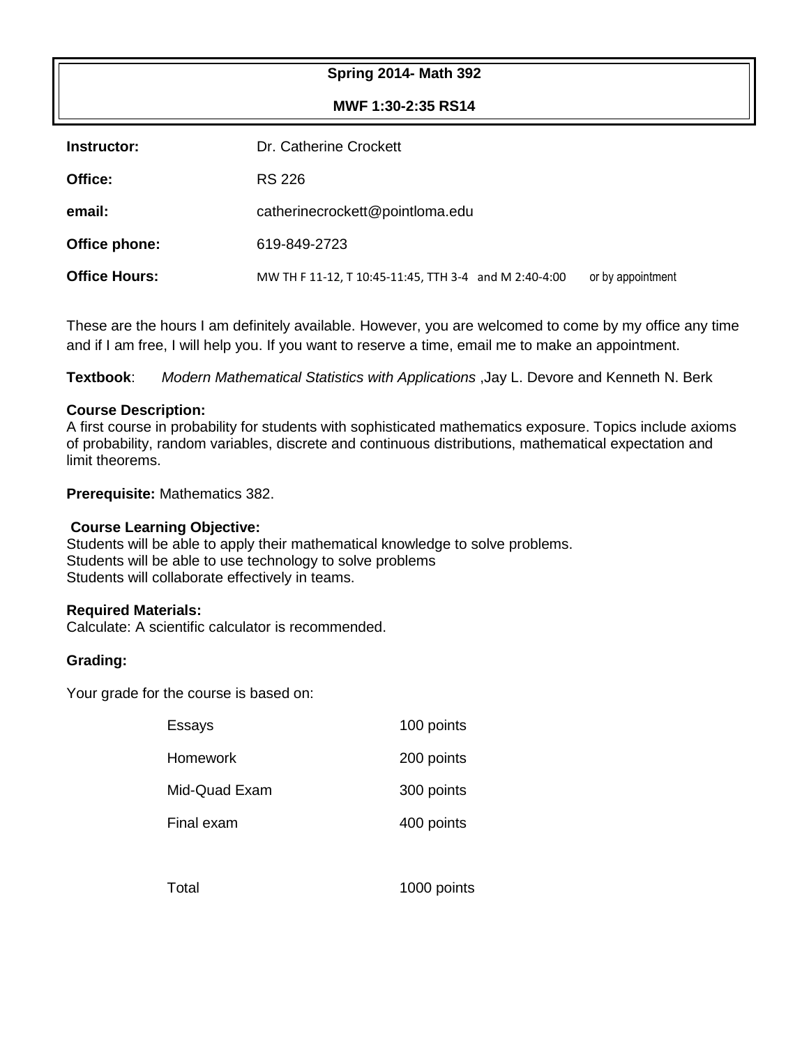**Spring 2014- Math 392**

**MWF 1:30-2:35 RS14**

| | |
|---|---|
| **Instructor:** | Dr. Catherine Crockett |
| **Office:** | RS 226 |
| **email:** | catherinecrockett@pointloma.edu |
| **Office phone:** | 619-849-2723 |
| **Office Hours:** | MW TH F 11-12, T 10:45-11:45, TTH 3-4 and M 2:40-4:00 or by appointment |

These are the hours I am definitely available. However, you are welcomed to come by my office any time and if I am free, I will help you. If you want to reserve a time, email me to make an appointment.

**Textbook**: *Modern Mathematical Statistics with Applications* ,Jay L. Devore and Kenneth N. Berk

**Course Description:**
A first course in probability for students with sophisticated mathematics exposure. Topics include axioms of probability, random variables, discrete and continuous distributions, mathematical expectation and limit theorems.

**Prerequisite:** Mathematics 382.

**Course Learning Objective:**
Students will be able to apply their mathematical knowledge to solve problems.
Students will be able to use technology to solve problems
Students will collaborate effectively in teams.

**Required Materials:**
Calculate: A scientific calculator is recommended.

**Grading:**

Your grade for the course is based on:

| | |
|---|---|
| Essays | 100 points |
| Homework | 200 points |
| Mid-Quad Exam | 300 points |
| Final exam | 400 points |
| | |
| Total | 1000 points |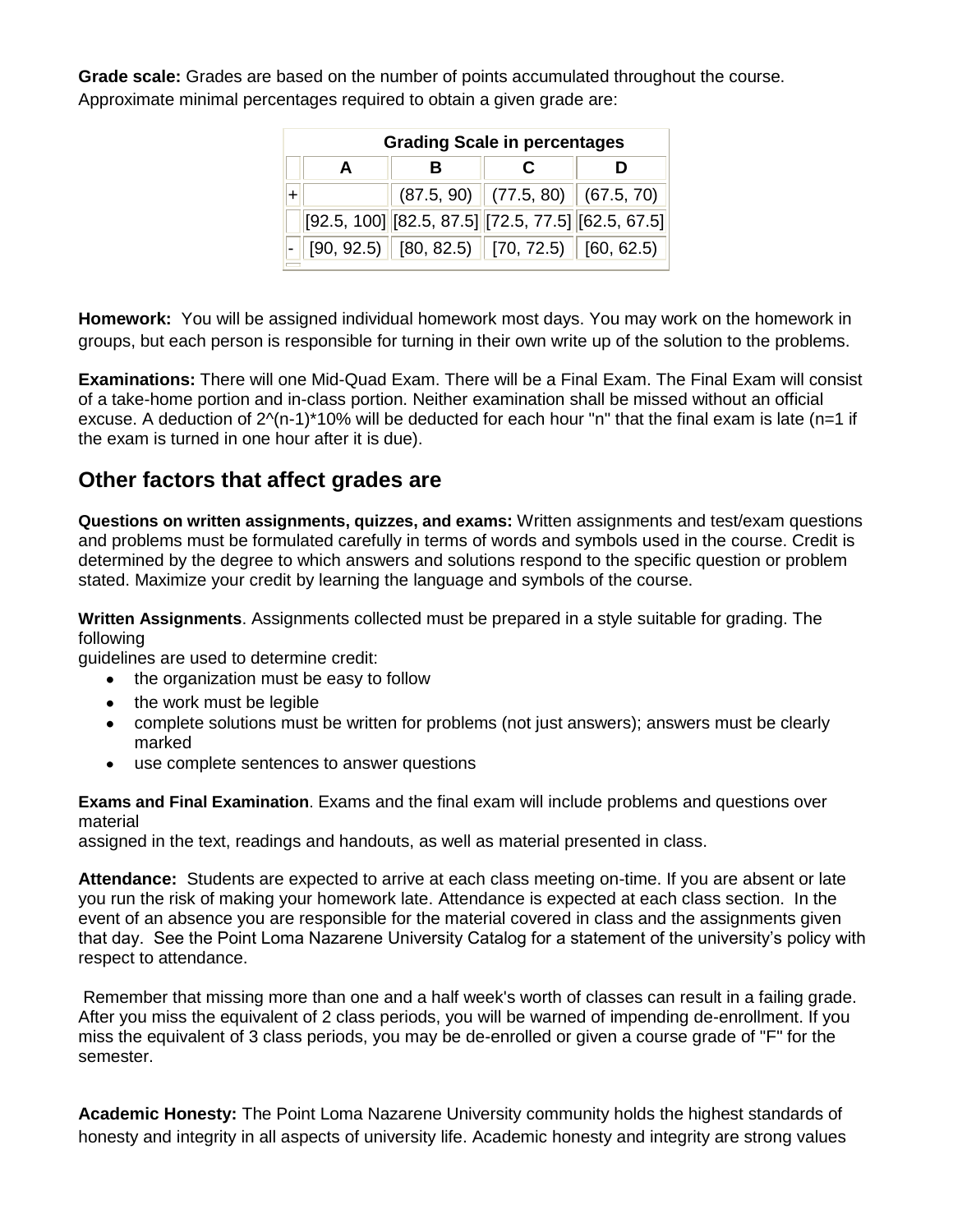**Grade scale:** Grades are based on the number of points accumulated throughout the course. Approximate minimal percentages required to obtain a given grade are:

| Grading Scale in percentages | | | | |
|---|---|---|---|---|
| | A | B | C | D |
| + | | (87.5, 90) | (77.5, 80) | (67.5, 70) |
| | [92.5, 100] | [82.5, 87.5] | [72.5, 77.5] | [62.5, 67.5] |
| - | [90, 92.5) | [80, 82.5) | [70, 72.5) | [60, 62.5) |

**Homework:** You will be assigned individual homework most days. You may work on the homework in groups, but each person is responsible for turning in their own write up of the solution to the problems.

**Examinations:** There will one Mid-Quad Exam. There will be a Final Exam. The Final Exam will consist of a take-home portion and in-class portion. Neither examination shall be missed without an official excuse. A deduction of 2^(n-1)*10% will be deducted for each hour "n" that the final exam is late (n=1 if the exam is turned in one hour after it is due).

## Other factors that affect grades are

**Questions on written assignments, quizzes, and exams:** Written assignments and test/exam questions and problems must be formulated carefully in terms of words and symbols used in the course. Credit is determined by the degree to which answers and solutions respond to the specific question or problem stated. Maximize your credit by learning the language and symbols of the course.

**Written Assignments**. Assignments collected must be prepared in a style suitable for grading. The following guidelines are used to determine credit:

- the organization must be easy to follow
- the work must be legible
- complete solutions must be written for problems (not just answers); answers must be clearly marked
- use complete sentences to answer questions

**Exams and Final Examination**. Exams and the final exam will include problems and questions over material assigned in the text, readings and handouts, as well as material presented in class.

**Attendance:** Students are expected to arrive at each class meeting on-time. If you are absent or late you run the risk of making your homework late. Attendance is expected at each class section. In the event of an absence you are responsible for the material covered in class and the assignments given that day. See the Point Loma Nazarene University Catalog for a statement of the university's policy with respect to attendance.

Remember that missing more than one and a half week's worth of classes can result in a failing grade. After you miss the equivalent of 2 class periods, you will be warned of impending de-enrollment. If you miss the equivalent of 3 class periods, you may be de-enrolled or given a course grade of "F" for the semester.

**Academic Honesty:** The Point Loma Nazarene University community holds the highest standards of honesty and integrity in all aspects of university life. Academic honesty and integrity are strong values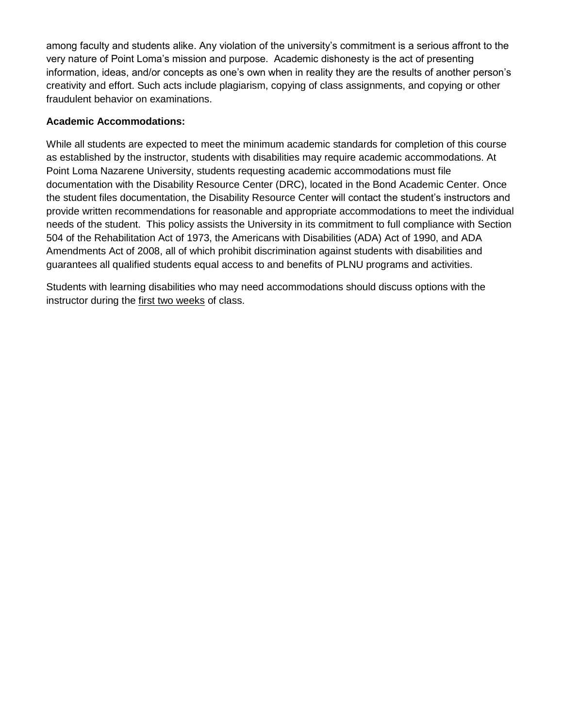among faculty and students alike. Any violation of the university's commitment is a serious affront to the very nature of Point Loma's mission and purpose. Academic dishonesty is the act of presenting information, ideas, and/or concepts as one's own when in reality they are the results of another person's creativity and effort. Such acts include plagiarism, copying of class assignments, and copying or other fraudulent behavior on examinations.

**Academic Accommodations:**

While all students are expected to meet the minimum academic standards for completion of this course as established by the instructor, students with disabilities may require academic accommodations. At Point Loma Nazarene University, students requesting academic accommodations must file documentation with the Disability Resource Center (DRC), located in the Bond Academic Center. Once the student files documentation, the Disability Resource Center will contact the student's instructors and provide written recommendations for reasonable and appropriate accommodations to meet the individual needs of the student. This policy assists the University in its commitment to full compliance with Section 504 of the Rehabilitation Act of 1973, the Americans with Disabilities (ADA) Act of 1990, and ADA Amendments Act of 2008, all of which prohibit discrimination against students with disabilities and guarantees all qualified students equal access to and benefits of PLNU programs and activities.

Students with learning disabilities who may need accommodations should discuss options with the instructor during the first two weeks of class.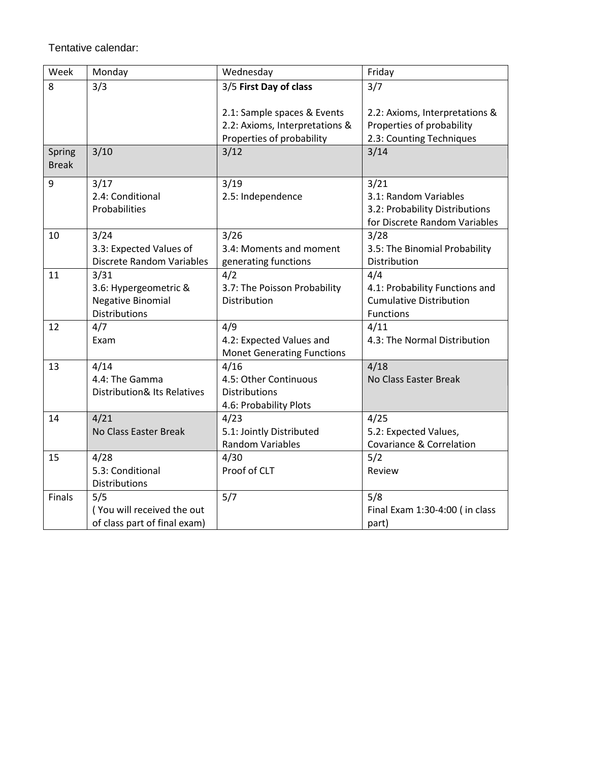Tentative calendar:

| Week | Monday | Wednesday | Friday |
|---|---|---|---|
| 8 | 3/3 | 3/5 **First Day of class**<br><br>2.1: Sample spaces & Events<br>2.2: Axioms, Interpretations & Properties of probability | 3/7<br><br>2.2: Axioms, Interpretations & Properties of probability<br>2.3: Counting Techniques |
| Spring Break | 3/10 | 3/12 | 3/14 |
| 9 | 3/17<br>2.4: Conditional Probabilities | 3/19<br>2.5: Independence | 3/21<br>3.1: Random Variables<br>3.2: Probability Distributions for Discrete Random Variables |
| 10 | 3/24<br>3.3: Expected Values of Discrete Random Variables | 3/26<br>3.4: Moments and moment generating functions | 3/28<br>3.5: The Binomial Probability Distribution |
| 11 | 3/31<br>3.6: Hypergeometric & Negative Binomial Distributions | 4/2<br>3.7: The Poisson Probability Distribution | 4/4<br>4.1: Probability Functions and Cumulative Distribution Functions |
| 12 | 4/7<br>Exam | 4/9<br>4.2: Expected Values and Monet Generating Functions | 4/11<br>4.3: The Normal Distribution |
| 13 | 4/14<br>4.4: The Gamma Distribution& Its Relatives | 4/16<br>4.5: Other Continuous Distributions<br>4.6: Probability Plots | 4/18<br>No Class Easter Break |
| 14 | 4/21<br>No Class Easter Break | 4/23<br>5.1: Jointly Distributed Random Variables | 4/25<br>5.2: Expected Values, Covariance & Correlation |
| 15 | 4/28<br>5.3: Conditional Distributions | 4/30<br>Proof of CLT | 5/2<br>Review |
| Finals | 5/5<br>( You will received the out of class part of final exam) | 5/7 | 5/8<br>Final Exam 1:30-4:00 ( in class part) |